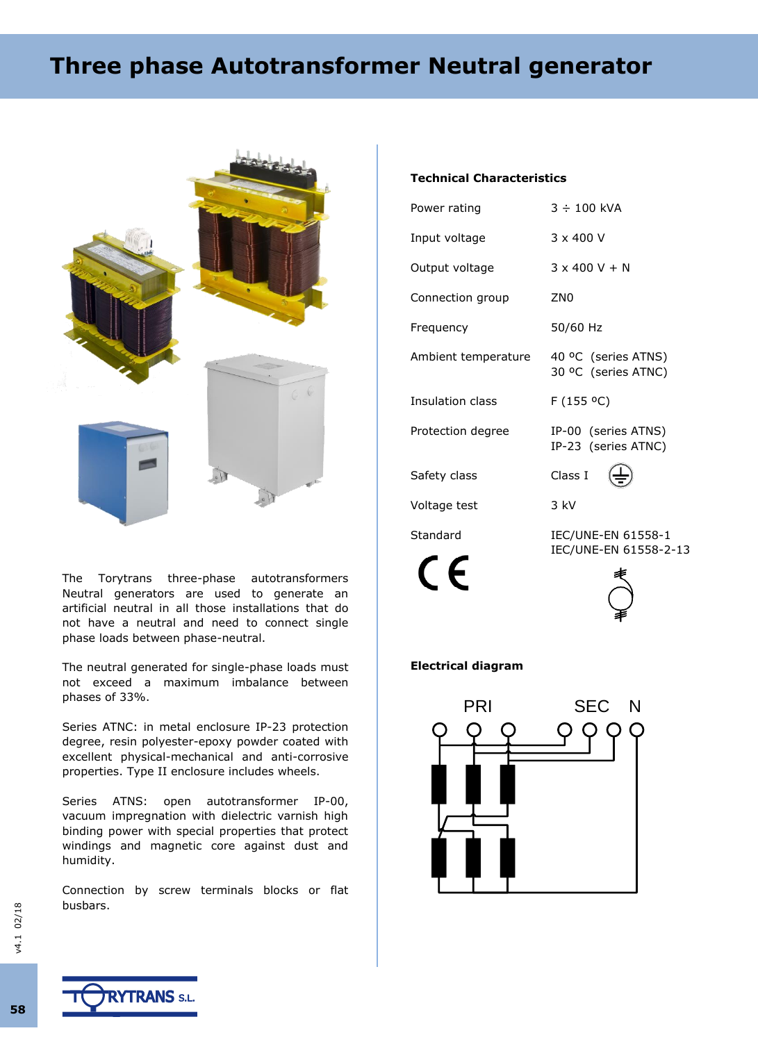# Three phase Autotransformer Neutral generator

The Torytrans three-phase autotransformers Neutral generators are used to generate an artificial neutral in all those installations that do not have a neutral and need to connect single phase loads between phase-neutral.

The neutral generated for single-phase loads must not exceed a maximum imbalance between phases of 33%.

Series ATNC: in metal enclosure IP-23 protection degree, resin polyester-epoxy powder coated with excellent physical-mechanical and anti-corrosive properties. Type II enclosure includes wheels.

Series ATNS: open autotransformer IP-00, vacuum impregnation with dielectric varnish high binding power with special properties that protect windings and magnetic core against dust and humidity.

Connection by screw terminals blocks or flat busbars.

**Technical Characteristics**

| | |
|---|---|
| Power rating | 3 ÷ 100 kVA |
| Input voltage | 3 x 400 V |
| Output voltage | 3 x 400 V + N |
| Connection group | ZN0 |
| Frequency | 50/60 Hz |
| Ambient temperature | 40 ºC (series ATNS)<br>30 ºC (series ATNC) |
| Insulation class | F (155 ºC) |
| Protection degree | IP-00 (series ATNS)<br>IP-23 (series ATNC) |
| Safety class | Class I |
| Voltage test | 3 kV |
| Standard | IEC/UNE-EN 61558-1<br>IEC/UNE-EN 61558-2-13 |

CE

**Electrical diagram**

PRI SEC N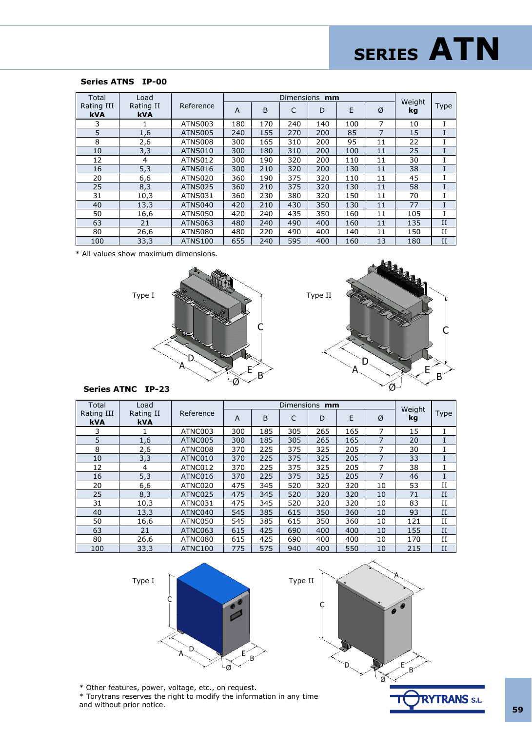# SERIES ATN

### Series ATNS IP-00

| Total Rating III kVA | Load Rating II kVA | Reference | Dimensions mm | | | | | | Weight kg | Type |
|---|---|---|---|---|---|---|---|---|---|---|
| | | | A | B | C | D | E | Ø | | |
| 3 | 1 | ATNS003 | 180 | 170 | 240 | 140 | 100 | 7 | 10 | I |
| 5 | 1,6 | ATNS005 | 240 | 155 | 270 | 200 | 85 | 7 | 15 | I |
| 8 | 2,6 | ATNS008 | 300 | 165 | 310 | 200 | 95 | 11 | 22 | I |
| 10 | 3,3 | ATNS010 | 300 | 180 | 310 | 200 | 100 | 11 | 25 | I |
| 12 | 4 | ATNS012 | 300 | 190 | 320 | 200 | 110 | 11 | 30 | I |
| 16 | 5,3 | ATNS016 | 300 | 210 | 320 | 200 | 130 | 11 | 38 | I |
| 20 | 6,6 | ATNS020 | 360 | 190 | 375 | 320 | 110 | 11 | 45 | I |
| 25 | 8,3 | ATNS025 | 360 | 210 | 375 | 320 | 130 | 11 | 58 | I |
| 31 | 10,3 | ATNS031 | 360 | 230 | 380 | 320 | 150 | 11 | 70 | I |
| 40 | 13,3 | ATNS040 | 420 | 210 | 430 | 350 | 130 | 11 | 77 | I |
| 50 | 16,6 | ATNS050 | 420 | 240 | 435 | 350 | 160 | 11 | 105 | I |
| 63 | 21 | ATNS063 | 480 | 240 | 490 | 400 | 160 | 11 | 135 | II |
| 80 | 26,6 | ATNS080 | 480 | 220 | 490 | 400 | 140 | 11 | 150 | II |
| 100 | 33,3 | ATNS100 | 655 | 240 | 595 | 400 | 160 | 13 | 180 | II |

* All values show maximum dimensions.

Type I

Type II

### Series ATNC IP-23

| Total Rating III kVA | Load Rating II kVA | Reference | Dimensions mm | | | | | | Weight kg | Type |
|---|---|---|---|---|---|---|---|---|---|---|
| | | | A | B | C | D | E | Ø | | |
| 3 | 1 | ATNC003 | 300 | 185 | 305 | 265 | 165 | 7 | 15 | I |
| 5 | 1,6 | ATNC005 | 300 | 185 | 305 | 265 | 165 | 7 | 20 | I |
| 8 | 2,6 | ATNC008 | 370 | 225 | 375 | 325 | 205 | 7 | 30 | I |
| 10 | 3,3 | ATNC010 | 370 | 225 | 375 | 325 | 205 | 7 | 33 | I |
| 12 | 4 | ATNC012 | 370 | 225 | 375 | 325 | 205 | 7 | 38 | I |
| 16 | 5,3 | ATNC016 | 370 | 225 | 375 | 325 | 205 | 7 | 46 | I |
| 20 | 6,6 | ATNC020 | 475 | 345 | 520 | 320 | 320 | 10 | 53 | II |
| 25 | 8,3 | ATNC025 | 475 | 345 | 520 | 320 | 320 | 10 | 71 | II |
| 31 | 10,3 | ATNC031 | 475 | 345 | 520 | 320 | 320 | 10 | 83 | II |
| 40 | 13,3 | ATNC040 | 545 | 385 | 615 | 350 | 360 | 10 | 93 | II |
| 50 | 16,6 | ATNC050 | 545 | 385 | 615 | 350 | 360 | 10 | 121 | II |
| 63 | 21 | ATNC063 | 615 | 425 | 690 | 400 | 400 | 10 | 155 | II |
| 80 | 26,6 | ATNC080 | 615 | 425 | 690 | 400 | 400 | 10 | 170 | II |
| 100 | 33,3 | ATNC100 | 775 | 575 | 940 | 400 | 550 | 10 | 215 | II |

Type I

Type II

* Other features, power, voltage, etc., on request.
* Torytrans reserves the right to modify the information in any time and without prior notice.

TORYTRANS S.L.